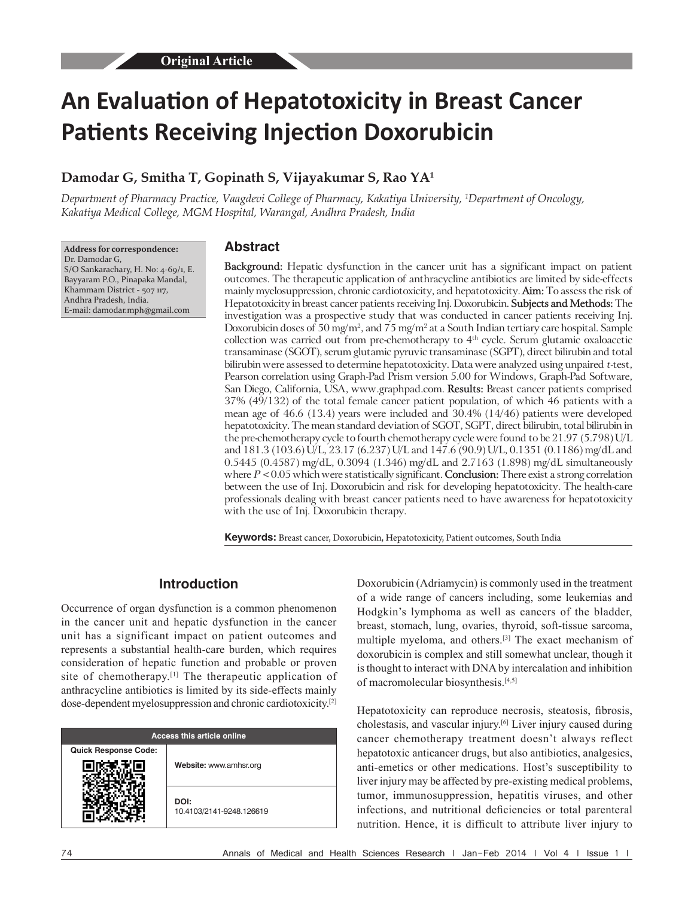Original Article

# An Evaluation of Hepatotoxicity in Breast Cancer Patients Receiving Injection Doxorubicin

**Damodar G, Smitha T, Gopinath S, Vijayakumar S, Rao YA[1]**

*Department of Pharmacy Practice, Vaagdevi College of Pharmacy, Kakatiya University, [1]Department of Oncology, Kakatiya Medical College, MGM Hospital, Warangal, Andhra Pradesh, India*

**Address for correspondence:**
Dr. Damodar G,
S/O Sankarachary, H. No: 4-69/1, E. Bayyaram P.O., Pinapaka Mandal, Khammam District - 507 117, Andhra Pradesh, India.
E-mail: damodar.mph@gmail.com

## Abstract

**Background:** Hepatic dysfunction in the cancer unit has a significant impact on patient outcomes. The therapeutic application of anthracycline antibiotics are limited by side-effects mainly myelosuppression, chronic cardiotoxicity, and hepatotoxicity. **Aim:** To assess the risk of Hepatotoxicity in breast cancer patients receiving Inj. Doxorubicin. **Subjects and Methods:** The investigation was a prospective study that was conducted in cancer patients receiving Inj. Doxorubicin doses of 50 mg/m$^2$, and 75 mg/m$^2$ at a South Indian tertiary care hospital. Sample collection was carried out from pre-chemotherapy to 4$^{th}$ cycle. Serum glutamic oxaloacetic transaminase (SGOT), serum glutamic pyruvic transaminase (SGPT), direct bilirubin and total bilirubin were assessed to determine hepatotoxicity. Data were analyzed using unpaired *t*-test, Pearson correlation using Graph-Pad Prism version 5.00 for Windows, Graph-Pad Software, San Diego, California, USA, www.graphpad.com. **Results:** Breast cancer patients comprised 37% (49/132) of the total female cancer patient population, of which 46 patients with a mean age of 46.6 (13.4) years were included and 30.4% (14/46) patients were developed hepatotoxicity. The mean standard deviation of SGOT, SGPT, direct bilirubin, total bilirubin in the pre-chemotherapy cycle to fourth chemotherapy cycle were found to be 21.97 (5.798) U/L and 181.3 (103.6) U/L, 23.17 (6.237) U/L and 147.6 (90.9) U/L, 0.1351 (0.1186) mg/dL and 0.5445 (0.4587) mg/dL, 0.3094 (1.346) mg/dL and 2.7163 (1.898) mg/dL simultaneously where $P < 0.05$ which were statistically significant. **Conclusion:** There exist a strong correlation between the use of Inj. Doxorubicin and risk for developing hepatotoxicity. The health-care professionals dealing with breast cancer patients need to have awareness for hepatotoxicity with the use of Inj. Doxorubicin therapy.

**Keywords:** Breast cancer, Doxorubicin, Hepatotoxicity, Patient outcomes, South India

| Access this article online | |
|---|---|
| Quick Response Code: | Website: www.amhsr.org |
| | DOI: 10.4103/2141-9248.126619 |

## Introduction

Occurrence of organ dysfunction is a common phenomenon in the cancer unit and hepatic dysfunction in the cancer unit has a significant impact on patient outcomes and represents a substantial health-care burden, which requires consideration of hepatic function and probable or proven site of chemotherapy.[1] The therapeutic application of anthracycline antibiotics is limited by its side-effects mainly dose-dependent myelosuppression and chronic cardiotoxicity.[2]

Doxorubicin (Adriamycin) is commonly used in the treatment of a wide range of cancers including, some leukemias and Hodgkin's lymphoma as well as cancers of the bladder, breast, stomach, lung, ovaries, thyroid, soft-tissue sarcoma, multiple myeloma, and others.[3] The exact mechanism of doxorubicin is complex and still somewhat unclear, though it is thought to interact with DNA by intercalation and inhibition of macromolecular biosynthesis.[4,5]

Hepatotoxicity can reproduce necrosis, steatosis, fibrosis, cholestasis, and vascular injury.[6] Liver injury caused during cancer chemotherapy treatment doesn't always reflect hepatotoxic anticancer drugs, but also antibiotics, analgesics, anti-emetics or other medications. Host's susceptibility to liver injury may be affected by pre-existing medical problems, tumor, immunosuppression, hepatitis viruses, and other infections, and nutritional deficiencies or total parenteral nutrition. Hence, it is difficult to attribute liver injury to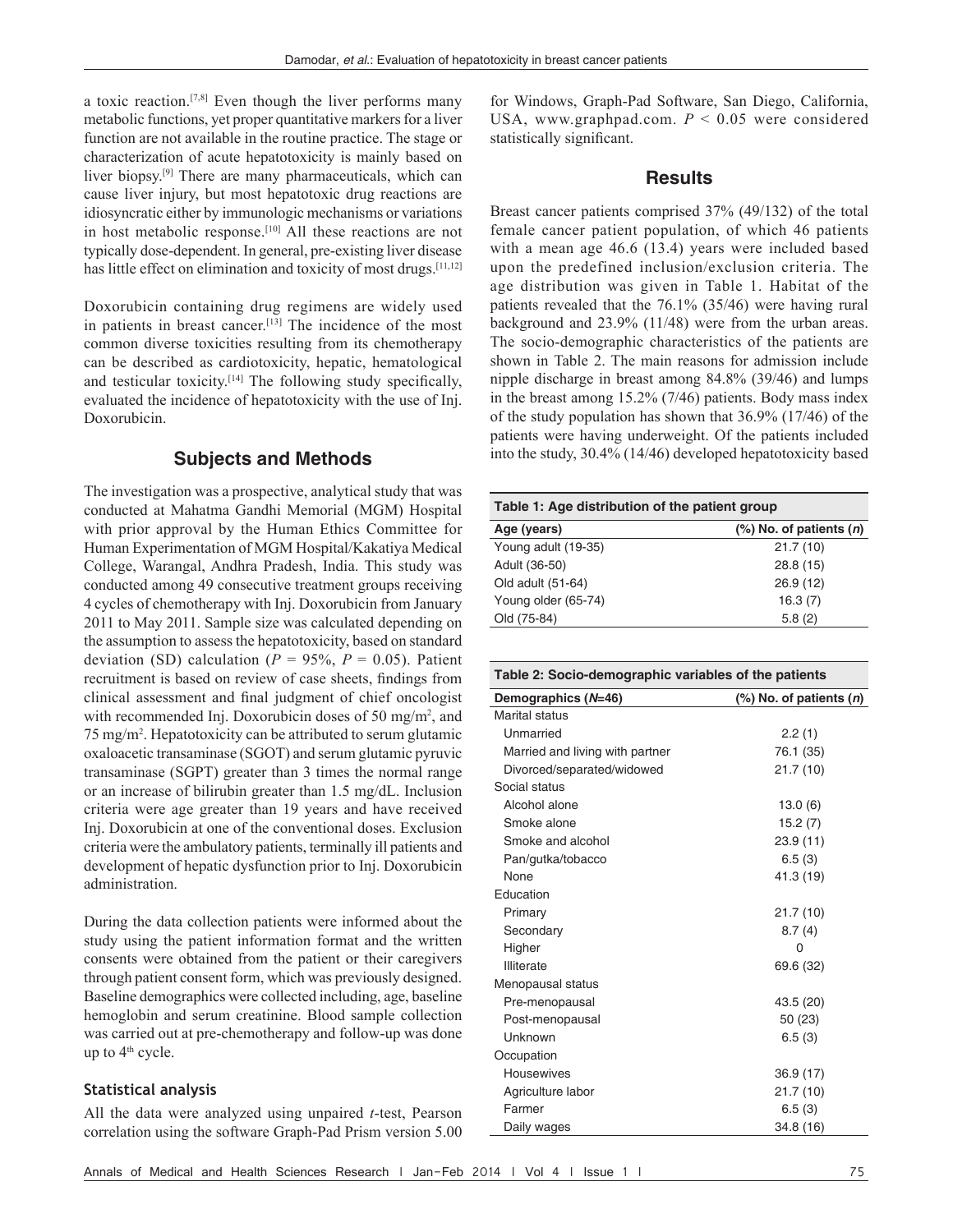a toxic reaction.[7,8] Even though the liver performs many metabolic functions, yet proper quantitative markers for a liver function are not available in the routine practice. The stage or characterization of acute hepatotoxicity is mainly based on liver biopsy.[9] There are many pharmaceuticals, which can cause liver injury, but most hepatotoxic drug reactions are idiosyncratic either by immunologic mechanisms or variations in host metabolic response.[10] All these reactions are not typically dose-dependent. In general, pre-existing liver disease has little effect on elimination and toxicity of most drugs.[11,12]

Doxorubicin containing drug regimens are widely used in patients in breast cancer.[13] The incidence of the most common diverse toxicities resulting from its chemotherapy can be described as cardiotoxicity, hepatic, hematological and testicular toxicity.[14] The following study specifically, evaluated the incidence of hepatotoxicity with the use of Inj. Doxorubicin.

## Subjects and Methods

The investigation was a prospective, analytical study that was conducted at Mahatma Gandhi Memorial (MGM) Hospital with prior approval by the Human Ethics Committee for Human Experimentation of MGM Hospital/Kakatiya Medical College, Warangal, Andhra Pradesh, India. This study was conducted among 49 consecutive treatment groups receiving 4 cycles of chemotherapy with Inj. Doxorubicin from January 2011 to May 2011. Sample size was calculated depending on the assumption to assess the hepatotoxicity, based on standard deviation (SD) calculation ($P$ = 95%, $P$ = 0.05). Patient recruitment is based on review of case sheets, findings from clinical assessment and final judgment of chief oncologist with recommended Inj. Doxorubicin doses of 50 mg/m$^2$, and 75 mg/m$^2$. Hepatotoxicity can be attributed to serum glutamic oxaloacetic transaminase (SGOT) and serum glutamic pyruvic transaminase (SGPT) greater than 3 times the normal range or an increase of bilirubin greater than 1.5 mg/dL. Inclusion criteria were age greater than 19 years and have received Inj. Doxorubicin at one of the conventional doses. Exclusion criteria were the ambulatory patients, terminally ill patients and development of hepatic dysfunction prior to Inj. Doxorubicin administration.

During the data collection patients were informed about the study using the patient information format and the written consents were obtained from the patient or their caregivers through patient consent form, which was previously designed. Baseline demographics were collected including, age, baseline hemoglobin and serum creatinine. Blood sample collection was carried out at pre-chemotherapy and follow-up was done up to 4$^{th}$ cycle.

### Statistical analysis

All the data were analyzed using unpaired $t$-test, Pearson correlation using the software Graph-Pad Prism version 5.00 for Windows, Graph-Pad Software, San Diego, California, USA, www.graphpad.com. $P$ < 0.05 were considered statistically significant.

## Results

Breast cancer patients comprised 37% (49/132) of the total female cancer patient population, of which 46 patients with a mean age 46.6 (13.4) years were included based upon the predefined inclusion/exclusion criteria. The age distribution was given in Table 1. Habitat of the patients revealed that the 76.1% (35/46) were having rural background and 23.9% (11/48) were from the urban areas. The socio-demographic characteristics of the patients are shown in Table 2. The main reasons for admission include nipple discharge in breast among 84.8% (39/46) and lumps in the breast among 15.2% (7/46) patients. Body mass index of the study population has shown that 36.9% (17/46) of the patients were having underweight. Of the patients included into the study, 30.4% (14/46) developed hepatotoxicity based

**Table 1: Age distribution of the patient group**

| Age (years) | (%) No. of patients ($n$) |
|---|---|
| Young adult (19-35) | 21.7 (10) |
| Adult (36-50) | 28.8 (15) |
| Old adult (51-64) | 26.9 (12) |
| Young older (65-74) | 16.3 (7) |
| Old (75-84) | 5.8 (2) |

**Table 2: Socio-demographic variables of the patients**

| Demographics ($N$=46) | (%) No. of patients ($n$) |
|---|---|
| Marital status | |
| Unmarried | 2.2 (1) |
| Married and living with partner | 76.1 (35) |
| Divorced/separated/widowed | 21.7 (10) |
| Social status | |
| Alcohol alone | 13.0 (6) |
| Smoke alone | 15.2 (7) |
| Smoke and alcohol | 23.9 (11) |
| Pan/gutka/tobacco | 6.5 (3) |
| None | 41.3 (19) |
| Education | |
| Primary | 21.7 (10) |
| Secondary | 8.7 (4) |
| Higher | 0 |
| Illiterate | 69.6 (32) |
| Menopausal status | |
| Pre-menopausal | 43.5 (20) |
| Post-menopausal | 50 (23) |
| Unknown | 6.5 (3) |
| Occupation | |
| Housewives | 36.9 (17) |
| Agriculture labor | 21.7 (10) |
| Farmer | 6.5 (3) |
| Daily wages | 34.8 (16) |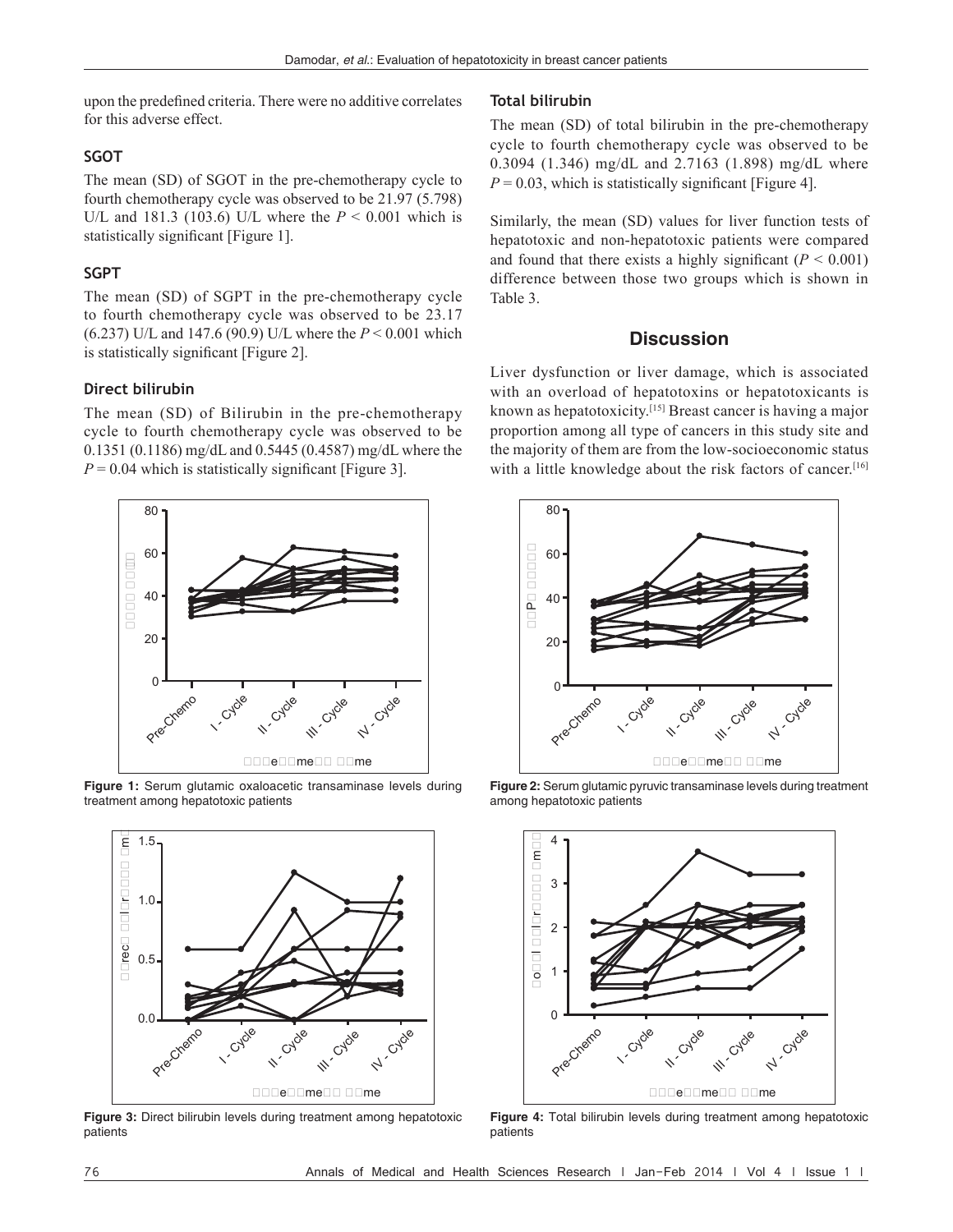upon the predefined criteria. There were no additive correlates for this adverse effect.

### SGOT

The mean (SD) of SGOT in the pre-chemotherapy cycle to fourth chemotherapy cycle was observed to be 21.97 (5.798) U/L and 181.3 (103.6) U/L where the $P < 0.001$ which is statistically significant [Figure 1].

### SGPT

The mean (SD) of SGPT in the pre-chemotherapy cycle to fourth chemotherapy cycle was observed to be 23.17 (6.237) U/L and 147.6 (90.9) U/L where the $P < 0.001$ which is statistically significant [Figure 2].

### Direct bilirubin

The mean (SD) of Bilirubin in the pre-chemotherapy cycle to fourth chemotherapy cycle was observed to be 0.1351 (0.1186) mg/dL and 0.5445 (0.4587) mg/dL where the $P = 0.04$ which is statistically significant [Figure 3].

**Figure 1:** Serum glutamic oxaloacetic transaminase levels during treatment among hepatotoxic patients

**Figure 3:** Direct bilirubin levels during treatment among hepatotoxic patients

### Total bilirubin

The mean (SD) of total bilirubin in the pre-chemotherapy cycle to fourth chemotherapy cycle was observed to be 0.3094 (1.346) mg/dL and 2.7163 (1.898) mg/dL where $P = 0.03$, which is statistically significant [Figure 4].

Similarly, the mean (SD) values for liver function tests of hepatotoxic and non-hepatotoxic patients were compared and found that there exists a highly significant ($P < 0.001$) difference between those two groups which is shown in Table 3.

## Discussion

Liver dysfunction or liver damage, which is associated with an overload of hepatotoxins or hepatotoxicants is known as hepatotoxicity.[15] Breast cancer is having a major proportion among all type of cancers in this study site and the majority of them are from the low-socioeconomic status with a little knowledge about the risk factors of cancer.[16]

**Figure 2:** Serum glutamic pyruvic transaminase levels during treatment among hepatotoxic patients

**Figure 4:** Total bilirubin levels during treatment among hepatotoxic patients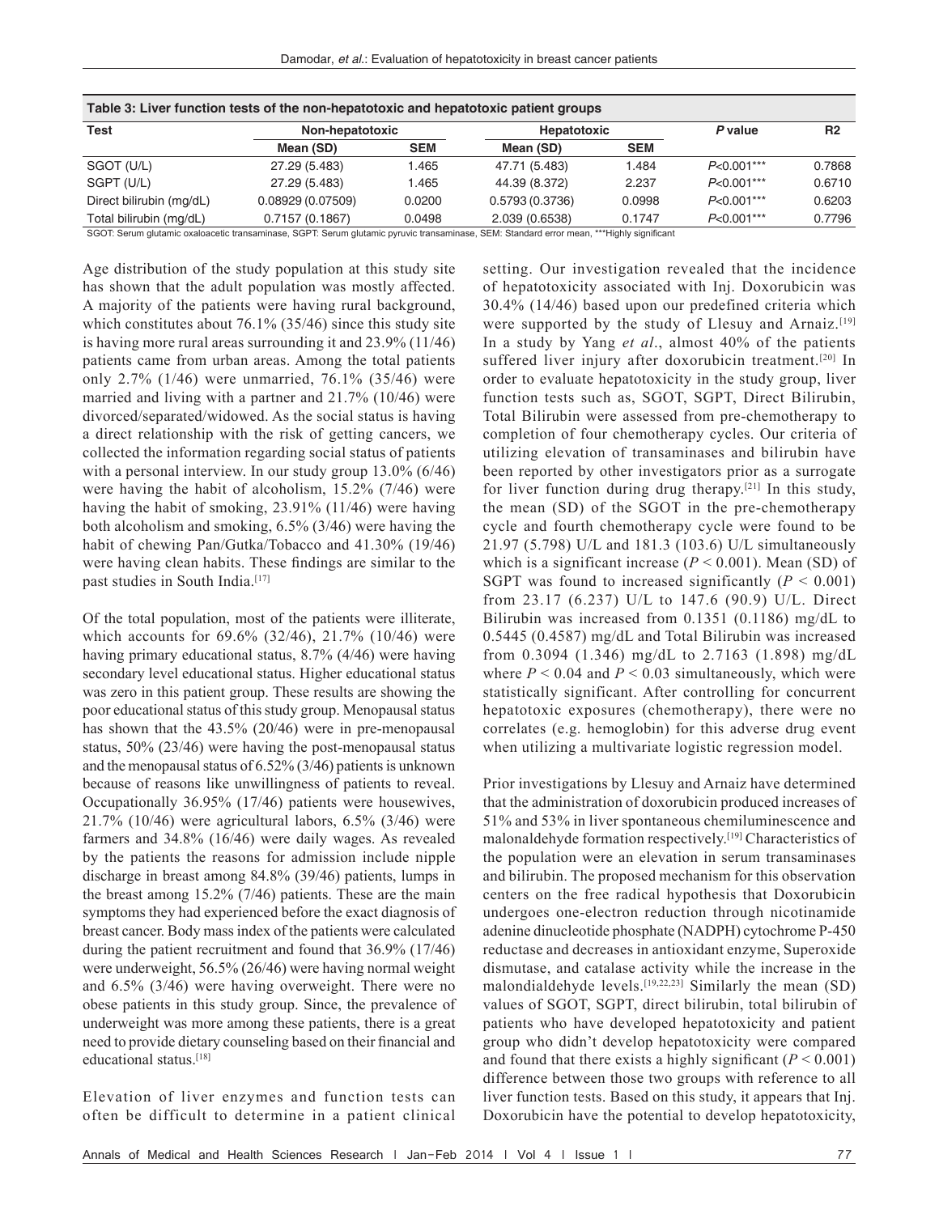**Table 3: Liver function tests of the non-hepatotoxic and hepatotoxic patient groups**

| Test | Non-hepatotoxic | | Hepatotoxic | | P value | R2 |
|---|---|---|---|---|---|---|
| | Mean (SD) | SEM | Mean (SD) | SEM | | |
| SGOT (U/L) | 27.29 (5.483) | 1.465 | 47.71 (5.483) | 1.484 | $P<0.001$*** | 0.7868 |
| SGPT (U/L) | 27.29 (5.483) | 1.465 | 44.39 (8.372) | 2.237 | $P<0.001$*** | 0.6710 |
| Direct bilirubin (mg/dL) | 0.08929 (0.07509) | 0.0200 | 0.5793 (0.3736) | 0.0998 | $P<0.001$*** | 0.6203 |
| Total bilirubin (mg/dL) | 0.7157 (0.1867) | 0.0498 | 2.039 (0.6538) | 0.1747 | $P<0.001$*** | 0.7796 |

SGOT: Serum glutamic oxaloacetic transaminase, SGPT: Serum glutamic pyruvic transaminase, SEM: Standard error mean, ***Highly significant

Age distribution of the study population at this study site has shown that the adult population was mostly affected. A majority of the patients were having rural background, which constitutes about 76.1% (35/46) since this study site is having more rural areas surrounding it and 23.9% (11/46) patients came from urban areas. Among the total patients only 2.7% (1/46) were unmarried, 76.1% (35/46) were married and living with a partner and 21.7% (10/46) were divorced/separated/widowed. As the social status is having a direct relationship with the risk of getting cancers, we collected the information regarding social status of patients with a personal interview. In our study group 13.0% (6/46) were having the habit of alcoholism, 15.2% (7/46) were having the habit of smoking, 23.91% (11/46) were having both alcoholism and smoking, 6.5% (3/46) were having the habit of chewing Pan/Gutka/Tobacco and 41.30% (19/46) were having clean habits. These findings are similar to the past studies in South India.[17]

Of the total population, most of the patients were illiterate, which accounts for 69.6% (32/46), 21.7% (10/46) were having primary educational status, 8.7% (4/46) were having secondary level educational status. Higher educational status was zero in this patient group. These results are showing the poor educational status of this study group. Menopausal status has shown that the 43.5% (20/46) were in pre-menopausal status, 50% (23/46) were having the post-menopausal status and the menopausal status of 6.52% (3/46) patients is unknown because of reasons like unwillingness of patients to reveal. Occupationally 36.95% (17/46) patients were housewives, 21.7% (10/46) were agricultural labors, 6.5% (3/46) were farmers and 34.8% (16/46) were daily wages. As revealed by the patients the reasons for admission include nipple discharge in breast among 84.8% (39/46) patients, lumps in the breast among 15.2% (7/46) patients. These are the main symptoms they had experienced before the exact diagnosis of breast cancer. Body mass index of the patients were calculated during the patient recruitment and found that 36.9% (17/46) were underweight, 56.5% (26/46) were having normal weight and 6.5% (3/46) were having overweight. There were no obese patients in this study group. Since, the prevalence of underweight was more among these patients, there is a great need to provide dietary counseling based on their financial and educational status.[18]

Elevation of liver enzymes and function tests can often be difficult to determine in a patient clinical setting. Our investigation revealed that the incidence of hepatotoxicity associated with Inj. Doxorubicin was 30.4% (14/46) based upon our predefined criteria which were supported by the study of Llesuy and Arnaiz.[19] In a study by Yang *et al*., almost 40% of the patients suffered liver injury after doxorubicin treatment.[20] In order to evaluate hepatotoxicity in the study group, liver function tests such as, SGOT, SGPT, Direct Bilirubin, Total Bilirubin were assessed from pre-chemotherapy to completion of four chemotherapy cycles. Our criteria of utilizing elevation of transaminases and bilirubin have been reported by other investigators prior as a surrogate for liver function during drug therapy.[21] In this study, the mean (SD) of the SGOT in the pre-chemotherapy cycle and fourth chemotherapy cycle were found to be 21.97 (5.798) U/L and 181.3 (103.6) U/L simultaneously which is a significant increase ($P < 0.001$). Mean (SD) of SGPT was found to increased significantly ($P < 0.001$) from 23.17 (6.237) U/L to 147.6 (90.9) U/L. Direct Bilirubin was increased from 0.1351 (0.1186) mg/dL to 0.5445 (0.4587) mg/dL and Total Bilirubin was increased from 0.3094 (1.346) mg/dL to 2.7163 (1.898) mg/dL where $P < 0.04$ and $P < 0.03$ simultaneously, which were statistically significant. After controlling for concurrent hepatotoxic exposures (chemotherapy), there were no correlates (e.g. hemoglobin) for this adverse drug event when utilizing a multivariate logistic regression model.

Prior investigations by Llesuy and Arnaiz have determined that the administration of doxorubicin produced increases of 51% and 53% in liver spontaneous chemiluminescence and malonaldehyde formation respectively.[19] Characteristics of the population were an elevation in serum transaminases and bilirubin. The proposed mechanism for this observation centers on the free radical hypothesis that Doxorubicin undergoes one-electron reduction through nicotinamide adenine dinucleotide phosphate (NADPH) cytochrome P-450 reductase and decreases in antioxidant enzyme, Superoxide dismutase, and catalase activity while the increase in the malondialdehyde levels.[19,22,23] Similarly the mean (SD) values of SGOT, SGPT, direct bilirubin, total bilirubin of patients who have developed hepatotoxicity and patient group who didn't develop hepatotoxicity were compared and found that there exists a highly significant ($P < 0.001$) difference between those two groups with reference to all liver function tests. Based on this study, it appears that Inj. Doxorubicin have the potential to develop hepatotoxicity,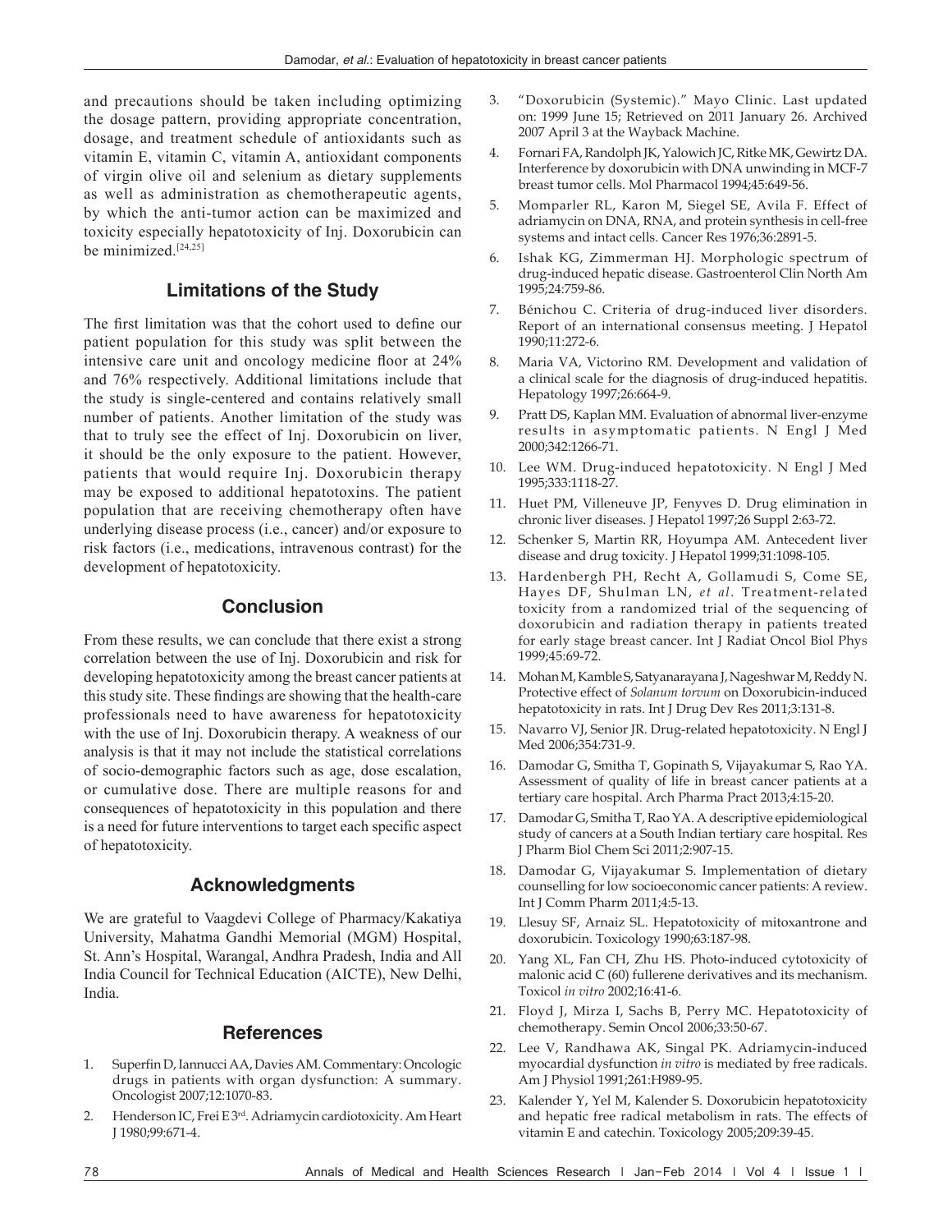and precautions should be taken including optimizing the dosage pattern, providing appropriate concentration, dosage, and treatment schedule of antioxidants such as vitamin E, vitamin C, vitamin A, antioxidant components of virgin olive oil and selenium as dietary supplements as well as administration as chemotherapeutic agents, by which the anti-tumor action can be maximized and toxicity especially hepatotoxicity of Inj. Doxorubicin can be minimized.[24,25]

## Limitations of the Study

The first limitation was that the cohort used to define our patient population for this study was split between the intensive care unit and oncology medicine floor at 24% and 76% respectively. Additional limitations include that the study is single-centered and contains relatively small number of patients. Another limitation of the study was that to truly see the effect of Inj. Doxorubicin on liver, it should be the only exposure to the patient. However, patients that would require Inj. Doxorubicin therapy may be exposed to additional hepatotoxins. The patient population that are receiving chemotherapy often have underlying disease process (i.e., cancer) and/or exposure to risk factors (i.e., medications, intravenous contrast) for the development of hepatotoxicity.

## Conclusion

From these results, we can conclude that there exist a strong correlation between the use of Inj. Doxorubicin and risk for developing hepatotoxicity among the breast cancer patients at this study site. These findings are showing that the health-care professionals need to have awareness for hepatotoxicity with the use of Inj. Doxorubicin therapy. A weakness of our analysis is that it may not include the statistical correlations of socio-demographic factors such as age, dose escalation, or cumulative dose. There are multiple reasons for and consequences of hepatotoxicity in this population and there is a need for future interventions to target each specific aspect of hepatotoxicity.

## Acknowledgments

We are grateful to Vaagdevi College of Pharmacy/Kakatiya University, Mahatma Gandhi Memorial (MGM) Hospital, St. Ann's Hospital, Warangal, Andhra Pradesh, India and All India Council for Technical Education (AICTE), New Delhi, India.

## References

1. Superfin D, Iannucci AA, Davies AM. Commentary: Oncologic drugs in patients with organ dysfunction: A summary. Oncologist 2007;12:1070-83.
2. Henderson IC, Frei E 3rd. Adriamycin cardiotoxicity. Am Heart J 1980;99:671-4.
3. "Doxorubicin (Systemic)." Mayo Clinic. Last updated on: 1999 June 15; Retrieved on 2011 January 26. Archived 2007 April 3 at the Wayback Machine.
4. Fornari FA, Randolph JK, Yalowich JC, Ritke MK, Gewirtz DA. Interference by doxorubicin with DNA unwinding in MCF-7 breast tumor cells. Mol Pharmacol 1994;45:649-56.
5. Momparler RL, Karon M, Siegel SE, Avila F. Effect of adriamycin on DNA, RNA, and protein synthesis in cell-free systems and intact cells. Cancer Res 1976;36:2891-5.
6. Ishak KG, Zimmerman HJ. Morphologic spectrum of drug-induced hepatic disease. Gastroenterol Clin North Am 1995;24:759-86.
7. Bénichou C. Criteria of drug-induced liver disorders. Report of an international consensus meeting. J Hepatol 1990;11:272-6.
8. Maria VA, Victorino RM. Development and validation of a clinical scale for the diagnosis of drug-induced hepatitis. Hepatology 1997;26:664-9.
9. Pratt DS, Kaplan MM. Evaluation of abnormal liver-enzyme results in asymptomatic patients. N Engl J Med 2000;342:1266-71.
10. Lee WM. Drug-induced hepatotoxicity. N Engl J Med 1995;333:1118-27.
11. Huet PM, Villeneuve JP, Fenyves D. Drug elimination in chronic liver diseases. J Hepatol 1997;26 Suppl 2:63-72.
12. Schenker S, Martin RR, Hoyumpa AM. Antecedent liver disease and drug toxicity. J Hepatol 1999;31:1098-105.
13. Hardenbergh PH, Recht A, Gollamudi S, Come SE, Hayes DF, Shulman LN, *et al*. Treatment-related toxicity from a randomized trial of the sequencing of doxorubicin and radiation therapy in patients treated for early stage breast cancer. Int J Radiat Oncol Biol Phys 1999;45:69-72.
14. Mohan M, Kamble S, Satyanarayana J, Nageshwar M, Reddy N. Protective effect of *Solanum torvum* on Doxorubicin-induced hepatotoxicity in rats. Int J Drug Dev Res 2011;3:131-8.
15. Navarro VJ, Senior JR. Drug-related hepatotoxicity. N Engl J Med 2006;354:731-9.
16. Damodar G, Smitha T, Gopinath S, Vijayakumar S, Rao YA. Assessment of quality of life in breast cancer patients at a tertiary care hospital. Arch Pharma Pract 2013;4:15-20.
17. Damodar G, Smitha T, Rao YA. A descriptive epidemiological study of cancers at a South Indian tertiary care hospital. Res J Pharm Biol Chem Sci 2011;2:907-15.
18. Damodar G, Vijayakumar S. Implementation of dietary counselling for low socioeconomic cancer patients: A review. Int J Comm Pharm 2011;4:5-13.
19. Llesuy SF, Arnaiz SL. Hepatotoxicity of mitoxantrone and doxorubicin. Toxicology 1990;63:187-98.
20. Yang XL, Fan CH, Zhu HS. Photo-induced cytotoxicity of malonic acid C (60) fullerene derivatives and its mechanism. Toxicol *in vitro* 2002;16:41-6.
21. Floyd J, Mirza I, Sachs B, Perry MC. Hepatotoxicity of chemotherapy. Semin Oncol 2006;33:50-67.
22. Lee V, Randhawa AK, Singal PK. Adriamycin-induced myocardial dysfunction *in vitro* is mediated by free radicals. Am J Physiol 1991;261:H989-95.
23. Kalender Y, Yel M, Kalender S. Doxorubicin hepatotoxicity and hepatic free radical metabolism in rats. The effects of vitamin E and catechin. Toxicology 2005;209:39-45.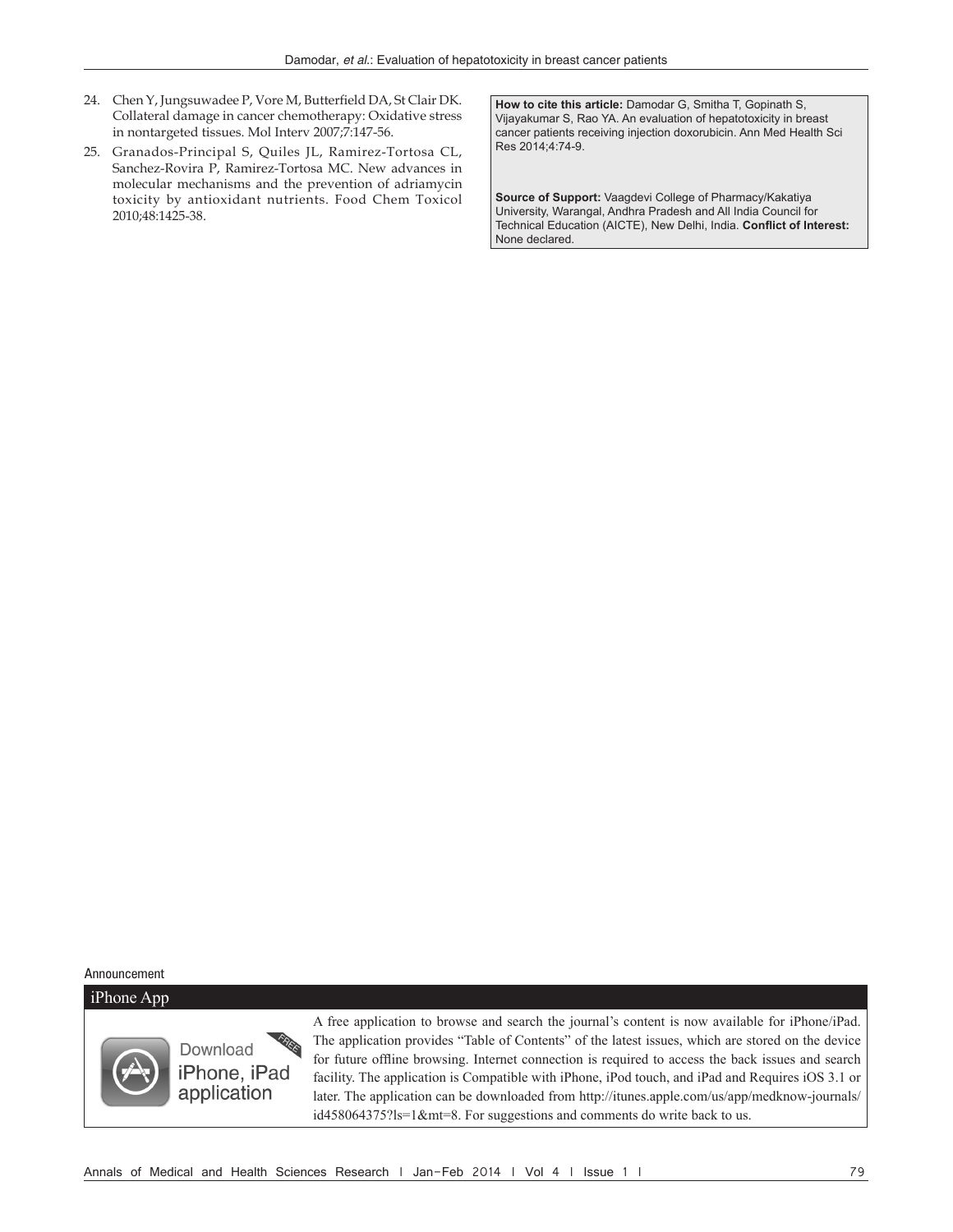24. Chen Y, Jungsuwadee P, Vore M, Butterfield DA, St Clair DK. Collateral damage in cancer chemotherapy: Oxidative stress in nontargeted tissues. Mol Interv 2007;7:147-56.
25. Granados-Principal S, Quiles JL, Ramirez-Tortosa CL, Sanchez-Rovira P, Ramirez-Tortosa MC. New advances in molecular mechanisms and the prevention of adriamycin toxicity by antioxidant nutrients. Food Chem Toxicol 2010;48:1425-38.

**How to cite this article:** Damodar G, Smitha T, Gopinath S, Vijayakumar S, Rao YA. An evaluation of hepatotoxicity in breast cancer patients receiving injection doxorubicin. Ann Med Health Sci Res 2014;4:74-9.

**Source of Support:** Vaagdevi College of Pharmacy/Kakatiya University, Warangal, Andhra Pradesh and All India Council for Technical Education (AICTE), New Delhi, India. **Conflict of Interest:** None declared.

Announcement

## iPhone App

Download FREE iPhone, iPad application

A free application to browse and search the journal's content is now available for iPhone/iPad. The application provides "Table of Contents" of the latest issues, which are stored on the device for future offline browsing. Internet connection is required to access the back issues and search facility. The application is Compatible with iPhone, iPod touch, and iPad and Requires iOS 3.1 or later. The application can be downloaded from http://itunes.apple.com/us/app/medknow-journals/id458064375?ls=1&mt=8. For suggestions and comments do write back to us.